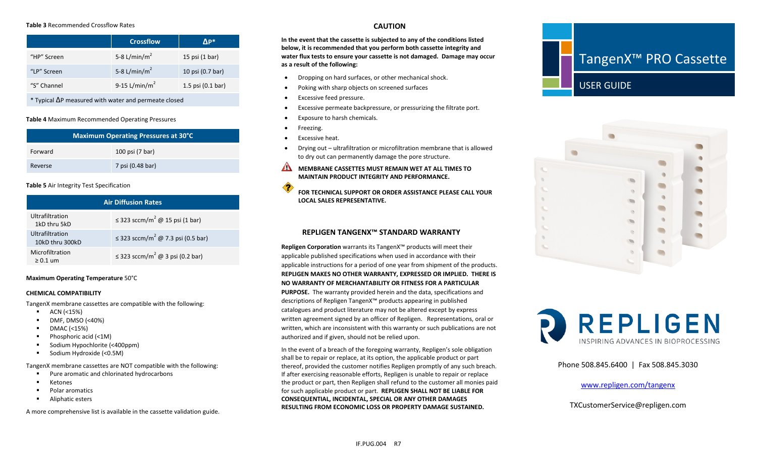**Table 3** Recommended Crossflow Rates

| | Crossflow | ΔP* |
|---|---|---|
| "HP" Screen | 5-8 L/min/m$^2$ | 15 psi (1 bar) |
| "LP" Screen | 5-8 L/min/m$^2$ | 10 psi (0.7 bar) |
| "S" Channel | 9-15 L/min/m$^2$ | 1.5 psi (0.1 bar) |
| * Typical ΔP measured with water and permeate closed | | |

**Table 4** Maximum Recommended Operating Pressures

| Maximum Operating Pressures at 30°C | |
|---|---|
| Forward | 100 psi (7 bar) |
| Reverse | 7 psi (0.48 bar) |

**Table 5** Air Integrity Test Specification

| Air Diffusion Rates | |
|---|---|
| Ultrafiltration 1kD thru 5kD | ≤ 323 sccm/m$^2$ @ 15 psi (1 bar) |
| Ultrafiltration 10kD thru 300kD | ≤ 323 sccm/m$^2$ @ 7.3 psi (0.5 bar) |
| Microfiltration ≥ 0.1 um | ≤ 323 sccm/m$^2$ @ 3 psi (0.2 bar) |

**Maximum Operating Temperature** 50°C

**CHEMICAL COMPATIBILITY**

TangenX membrane cassettes are compatible with the following:

- ACN (<15%)
- DMF, DMSO (<40%)
- DMAC (<15%)
- Phosphoric acid (<1M)
- Sodium Hypochlorite (<400ppm)
- Sodium Hydroxide (<0.5M)

TangenX membrane cassettes are NOT compatible with the following:

- Pure aromatic and chlorinated hydrocarbons
- Ketones
- Polar aromatics
- Aliphatic esters

A more comprehensive list is available in the cassette validation guide.

## CAUTION

**In the event that the cassette is subjected to any of the conditions listed below, it is recommended that you perform both cassette integrity and water flux tests to ensure your cassette is not damaged. Damage may occur as a result of the following:**

- Dropping on hard surfaces, or other mechanical shock.
- Poking with sharp objects on screened surfaces
- Excessive feed pressure.
- Excessive permeate backpressure, or pressurizing the filtrate port.
- Exposure to harsh chemicals.
- Freezing.
- Excessive heat.
- Drying out – ultrafiltration or microfiltration membrane that is allowed to dry out can permanently damage the pore structure.

**MEMBRANE CASSETTES MUST REMAIN WET AT ALL TIMES TO MAINTAIN PRODUCT INTEGRITY AND PERFORMANCE.**

**FOR TECHNICAL SUPPORT OR ORDER ASSISTANCE PLEASE CALL YOUR LOCAL SALES REPRESENTATIVE.**

## REPLIGEN TANGENX™ STANDARD WARRANTY

**Repligen Corporation** warrants its TangenX™ products will meet their applicable published specifications when used in accordance with their applicable instructions for a period of one year from shipment of the products. **REPLIGEN MAKES NO OTHER WARRANTY, EXPRESSED OR IMPLIED. THERE IS NO WARRANTY OF MERCHANTABILITY OR FITNESS FOR A PARTICULAR PURPOSE.** The warranty provided herein and the data, specifications and descriptions of Repligen TangenX™ products appearing in published catalogues and product literature may not be altered except by express written agreement signed by an officer of Repligen. Representations, oral or written, which are inconsistent with this warranty or such publications are not authorized and if given, should not be relied upon.

In the event of a breach of the foregoing warranty, Repligen's sole obligation shall be to repair or replace, at its option, the applicable product or part thereof, provided the customer notifies Repligen promptly of any such breach. If after exercising reasonable efforts, Repligen is unable to repair or replace the product or part, then Repligen shall refund to the customer all monies paid for such applicable product or part. **REPLIGEN SHALL NOT BE LIABLE FOR CONSEQUENTIAL, INCIDENTAL, SPECIAL OR ANY OTHER DAMAGES RESULTING FROM ECONOMIC LOSS OR PROPERTY DAMAGE SUSTAINED.**

# TangenX™ PRO Cassette

## USER GUIDE

**REPLIGEN**

INSPIRING ADVANCES IN BIOPROCESSING

Phone 508.845.6400 | Fax 508.845.3030

www.repligen.com/tangenx

TXCustomerService@repligen.com

IF.PUG.004 R7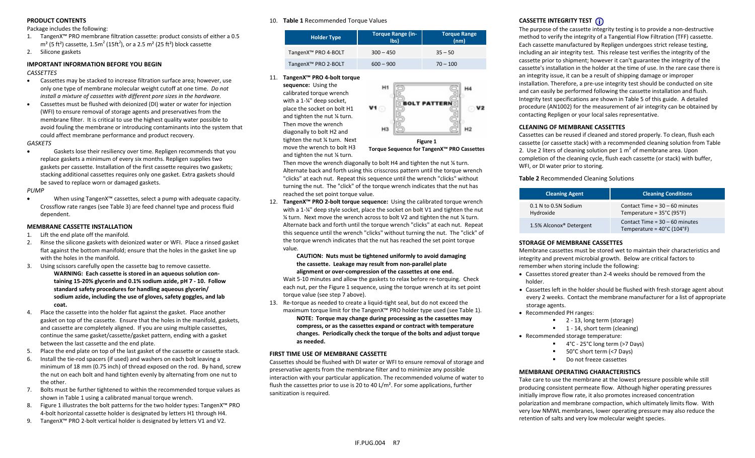**PRODUCT CONTENTS**

Package includes the following:

1. TangenX™ PRO membrane filtration cassette: product consists of either a 0.5 m² (5 ft²) cassette, 1.5m² (15ft²), or a 2.5 m² (25 ft²) block cassette
2. Silicone gaskets

**IMPORTANT INFORMATION BEFORE YOU BEGIN**

*CASSETTES*

- Cassettes may be stacked to increase filtration surface area; however, use only one type of membrane molecular weight cutoff at one time. *Do not install a mixture of cassettes with different pore sizes in the hardware.*
- Cassettes must be flushed with deionized (DI) water or water for injection (WFI) to ensure removal of storage agents and preservatives from the membrane filter. It is critical to use the highest quality water possible to avoid fouling the membrane or introducing contaminants into the system that could affect membrane performance and product recovery.

*GASKETS*

- Gaskets lose their resiliency over time. Repligen recommends that you replace gaskets a minimum of every six months. Repligen supplies two gaskets per cassette. Installation of the first cassette requires two gaskets; stacking additional cassettes requires only one gasket. Extra gaskets should be saved to replace worn or damaged gaskets.

*PUMP*

- When using TangenX™ cassettes, select a pump with adequate capacity. Crossflow rate ranges (see Table 3) are feed channel type and process fluid dependent.

**MEMBRANE CASSETTE INSTALLATION**

1. Lift the end plate off the manifold.
2. Rinse the silicone gaskets with deionized water or WFI. Place a rinsed gasket flat against the bottom manifold; ensure that the holes in the gasket line up with the holes in the manifold.
3. Using scissors carefully open the cassette bag to remove cassette.

   **WARNING: Each cassette is stored in an aqueous solution containing 15-20% glycerin and 0.1% sodium azide, pH 7 - 10. Follow standard safety procedures for handling aqueous glycerin/ sodium azide, including the use of gloves, safety goggles, and lab coat.**

4. Place the cassette into the holder flat against the gasket. Place another gasket on top of the cassette. Ensure that the holes in the manifold, gaskets, and cassette are completely aligned. If you are using multiple cassettes, continue the same gasket/cassette/gasket pattern, ending with a gasket between the last cassette and the end plate.
5. Place the end plate on top of the last gasket of the cassette or cassette stack.
6. Install the tie-rod spacers (if used) and washers on each bolt leaving a minimum of 18 mm (0.75 inch) of thread exposed on the rod. By hand, screw the nut on each bolt and hand tighten evenly by alternating from one nut to the other.
7. Bolts must be further tightened to within the recommended torque values as shown in Table 1 using a calibrated manual torque wrench.
8. Figure 1 illustrates the bolt patterns for the two holder types: TangenX™ PRO 4-bolt horizontal cassette holder is designated by letters H1 through H4.
9. TangenX™ PRO 2-bolt vertical holder is designated by letters V1 and V2.
10. **Table 1** Recommended Torque Values

| Holder Type | Torque Range (in-lbs) | Torque Range (nm) |
|---|---|---|
| TangenX™ PRO 4-BOLT | 300 – 450 | 35 – 50 |
| TangenX™ PRO 2-BOLT | 600 – 900 | 70 – 100 |

11. **TangenX™ PRO 4-bolt torque sequence:** Using the calibrated torque wrench with a 1-¼" deep socket, place the socket on bolt H1 and tighten the nut ¼ turn. Then move the wrench diagonally to bolt H2 and tighten the nut ¼ turn. Next move the wrench to bolt H3 and tighten the nut ¼ turn. Then move the wrench diagonally to bolt H4 and tighten the nut ¼ turn. Alternate back and forth using this crisscross pattern until the torque wrench "clicks" at each nut. Repeat this sequence until the wrench "clicks" without turning the nut. The "click" of the torque wrench indicates that the nut has reached the set point torque value.

**Figure 1**
**Torque Sequence for TangenX™ PRO Cassettes**

12. **TangenX™ PRO 2-bolt torque sequence:** Using the calibrated torque wrench with a 1-¼" deep style socket, place the socket on bolt V1 and tighten the nut ¼ turn. Next move the wrench across to bolt V2 and tighten the nut ¼ turn. Alternate back and forth until the torque wrench "clicks" at each nut. Repeat this sequence until the wrench "clicks" without turning the nut. The "click" of the torque wrench indicates that the nut has reached the set point torque value.

    **CAUTION: Nuts must be tightened uniformly to avoid damaging the cassette. Leakage may result from non-parallel plate alignment or over-compression of the cassettes at one end.**

    Wait 5-10 minutes and allow the gaskets to relax before re-torquing. Check each nut, per the Figure 1 sequence, using the torque wrench at its set point torque value (see step 7 above).

13. Re-torque as needed to create a liquid-tight seal, but do not exceed the maximum torque limit for the TangenX™ PRO holder type used (see Table 1).

    **NOTE: Torque may change during processing as the cassettes may compress, or as the cassettes expand or contract with temperature changes. Periodically check the torque of the bolts and adjust torque as needed.**

**FIRST TIME USE OF MEMBRANE CASSETTE**

Cassettes should be flushed with DI water or WFI to ensure removal of storage and preservative agents from the membrane filter and to minimize any possible interaction with your particular application. The recommended volume of water to flush the cassettes prior to use is 20 to 40 L/m². For some applications, further sanitization is required.

**CASSETTE INTEGRITY TEST**

The purpose of the cassette integrity testing is to provide a non-destructive method to verify the integrity of a Tangential Flow Filtration (TFF) cassette. Each cassette manufactured by Repligen undergoes strict release testing, including an air integrity test. This release test verifies the integrity of the cassette prior to shipment; however it can't guarantee the integrity of the cassette's installation in the holder at the time of use. In the rare case there is an integrity issue, it can be a result of shipping damage or improper installation. Therefore, a pre-use integrity test should be conducted on site and can easily be performed following the cassette installation and flush. Integrity test specifications are shown in Table 5 of this guide. A detailed procedure (AN1002) for the measurement of air integrity can be obtained by contacting Repligen or your local sales representative.

**CLEANING OF MEMBRANE CASSETTES**

Cassettes can be reused if cleaned and stored properly. To clean, flush each cassette (or cassette stack) with a recommended cleaning solution from Table 2. Use 2 liters of cleaning solution per 1 m² of membrane area. Upon completion of the cleaning cycle, flush each cassette (or stack) with buffer, WFI, or DI water prior to storing.

**Table 2** Recommended Cleaning Solutions

| Cleaning Agent | Cleaning Conditions |
|---|---|
| 0.1 N to 0.5N Sodium Hydroxide | Contact Time = 30 – 60 minutes<br>Temperature = 35°C (95°F) |
| 1.5% Alconox® Detergent | Contact Time = 30 – 60 minutes<br>Temperature = 40°C (104°F) |

**STORAGE OF MEMBRANE CASSETTES**

Membrane cassettes must be stored wet to maintain their characteristics and integrity and prevent microbial growth. Below are critical factors to remember when storing include the following:

- Cassettes stored greater than 2-4 weeks should be removed from the holder.
- Cassettes left in the holder should be flushed with fresh storage agent about every 2 weeks. Contact the membrane manufacturer for a list of appropriate storage agents.
- Recommended PH ranges:
  - 2 - 13, long term (storage)
  - 1 - 14, short term (cleaning)
- Recommended storage temperature:
  - 4°C - 25°C long term (>7 Days)
  - 50°C short term (<7 Days)
  - Do not freeze cassettes

**MEMBRANE OPERATING CHARACTERISTICS**

Take care to use the membrane at the lowest pressure possible while still producing consistent permeate flow. Although higher operating pressures initially improve flow rate, it also promotes increased concentration polarization and membrane compaction, which ultimately limits flow. With very low NMWL membranes, lower operating pressure may also reduce the retention of salts and very low molecular weight species.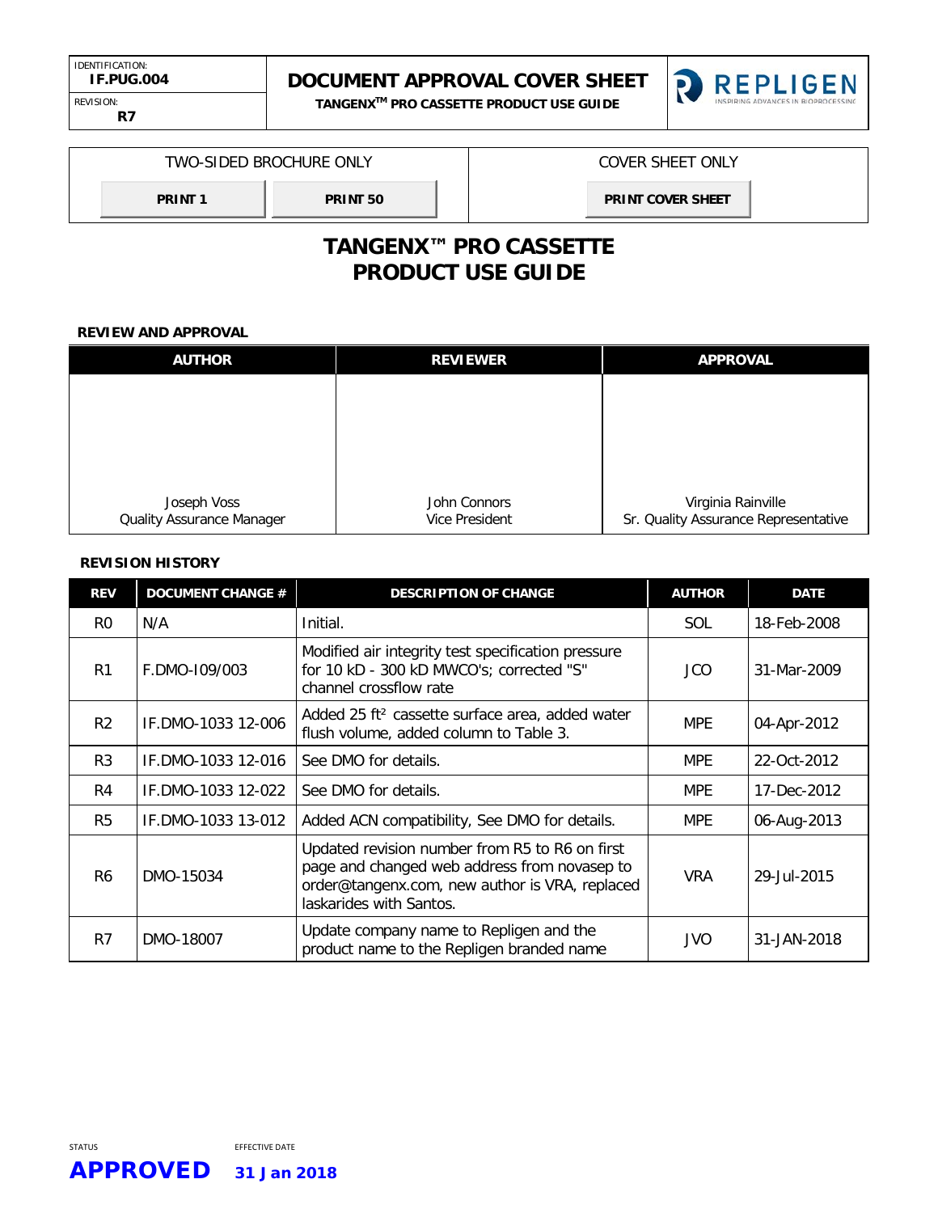| IDENTIFICATION: **IF.PUG.004** | **DOCUMENT APPROVAL COVER SHEET** |
| --- | --- |
| REVISION: **R7** | **TANGENX™ PRO CASSETTE PRODUCT USE GUIDE** |

REPLIGEN
INSPIRING ADVANCES IN BIOPROCESSING

| TWO-SIDED BROCHURE ONLY | | COVER SHEET ONLY |
| --- | --- | --- |
| **PRINT 1** | **PRINT 50** | **PRINT COVER SHEET** |

# TANGENX™ PRO CASSETTE PRODUCT USE GUIDE

**REVIEW AND APPROVAL**

| AUTHOR | REVIEWER | APPROVAL |
| --- | --- | --- |
| Joseph Voss<br>Quality Assurance Manager | John Connors<br>Vice President | Virginia Rainville<br>Sr. Quality Assurance Representative |

**REVISION HISTORY**

| REV | DOCUMENT CHANGE # | DESCRIPTION OF CHANGE | AUTHOR | DATE |
| --- | --- | --- | --- | --- |
| R0 | N/A | Initial. | SOL | 18-Feb-2008 |
| R1 | F.DMO-I09/003 | Modified air integrity test specification pressure for 10 kD - 300 kD MWCO's; corrected "S" channel crossflow rate | JCO | 31-Mar-2009 |
| R2 | IF.DMO-1033 12-006 | Added 25 ft² cassette surface area, added water flush volume, added column to Table 3. | MPE | 04-Apr-2012 |
| R3 | IF.DMO-1033 12-016 | See DMO for details. | MPE | 22-Oct-2012 |
| R4 | IF.DMO-1033 12-022 | See DMO for details. | MPE | 17-Dec-2012 |
| R5 | IF.DMO-1033 13-012 | Added ACN compatibility, See DMO for details. | MPE | 06-Aug-2013 |
| R6 | DMO-15034 | Updated revision number from R5 to R6 on first page and changed web address from novasep to order@tangenx.com, new author is VRA, replaced laskarides with Santos. | VRA | 29-Jul-2015 |
| R7 | DMO-18007 | Update company name to Repligen and the product name to the Repligen branded name | JVO | 31-JAN-2018 |

STATUS: **APPROVED**

EFFECTIVE DATE: **31 Jan 2018**